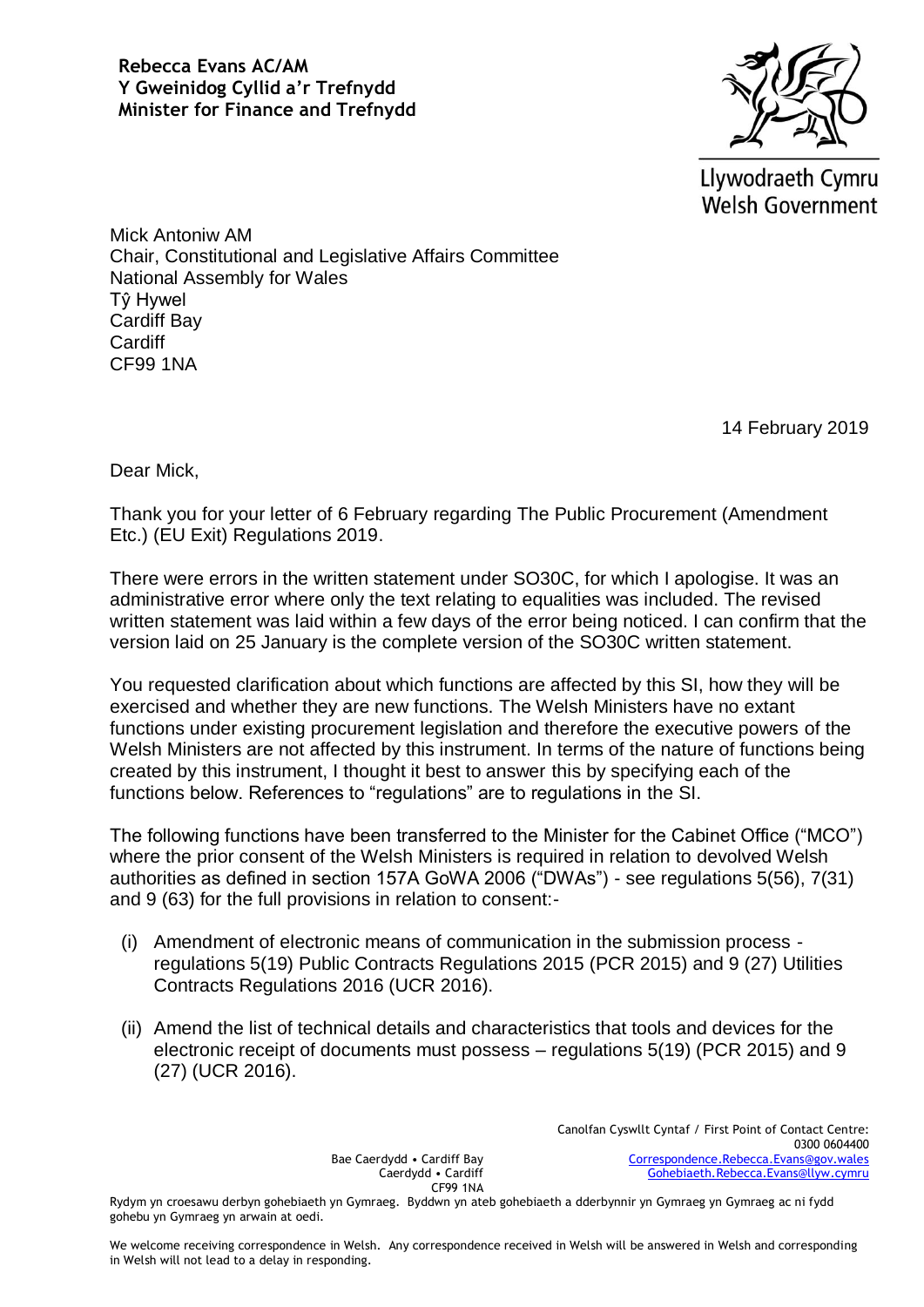**Rebecca Evans AC/AM**
**Y Gweinidog Cyllid a'r Trefnydd**
**Minister for Finance and Trefnydd**

Llywodraeth Cymru
Welsh Government

Mick Antoniw AM
Chair, Constitutional and Legislative Affairs Committee
National Assembly for Wales
Tŷ Hywel
Cardiff Bay
Cardiff
CF99 1NA

14 February 2019

Dear Mick,

Thank you for your letter of 6 February regarding The Public Procurement (Amendment Etc.) (EU Exit) Regulations 2019.

There were errors in the written statement under SO30C, for which I apologise. It was an administrative error where only the text relating to equalities was included. The revised written statement was laid within a few days of the error being noticed. I can confirm that the version laid on 25 January is the complete version of the SO30C written statement.

You requested clarification about which functions are affected by this SI, how they will be exercised and whether they are new functions. The Welsh Ministers have no extant functions under existing procurement legislation and therefore the executive powers of the Welsh Ministers are not affected by this instrument. In terms of the nature of functions being created by this instrument, I thought it best to answer this by specifying each of the functions below. References to "regulations" are to regulations in the SI.

The following functions have been transferred to the Minister for the Cabinet Office ("MCO") where the prior consent of the Welsh Ministers is required in relation to devolved Welsh authorities as defined in section 157A GoWA 2006 ("DWAs") - see regulations 5(56), 7(31) and 9 (63) for the full provisions in relation to consent:-

(i) Amendment of electronic means of communication in the submission process - regulations 5(19) Public Contracts Regulations 2015 (PCR 2015) and 9 (27) Utilities Contracts Regulations 2016 (UCR 2016).

(ii) Amend the list of technical details and characteristics that tools and devices for the electronic receipt of documents must possess – regulations 5(19) (PCR 2015) and 9 (27) (UCR 2016).

Canolfan Cyswllt Cyntaf / First Point of Contact Centre:
0300 0604400
Correspondence.Rebecca.Evans@gov.wales
Gohebiaeth.Rebecca.Evans@llyw.cymru

Bae Caerdydd • Cardiff Bay
Caerdydd • Cardiff
CF99 1NA

Rydym yn croesawu derbyn gohebiaeth yn Gymraeg. Byddwn yn ateb gohebiaeth a dderbynnir yn Gymraeg yn Gymraeg ac ni fydd gohebu yn Gymraeg yn arwain at oedi.

We welcome receiving correspondence in Welsh. Any correspondence received in Welsh will be answered in Welsh and corresponding in Welsh will not lead to a delay in responding.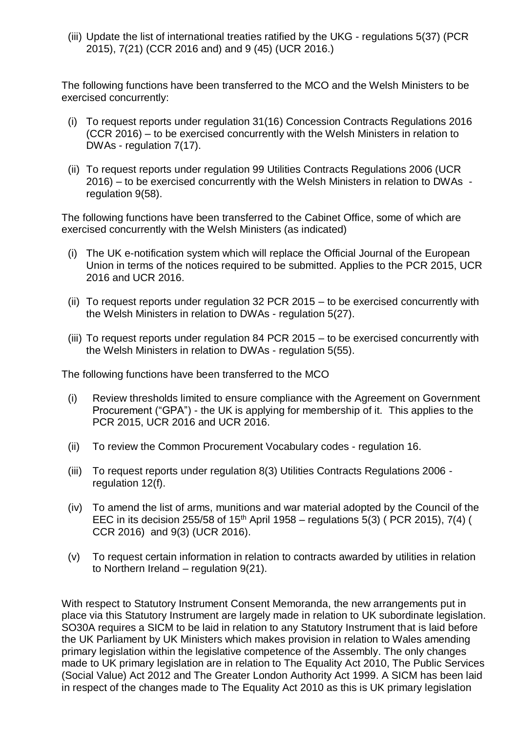(iii) Update the list of international treaties ratified by the UKG - regulations 5(37) (PCR 2015), 7(21) (CCR 2016 and) and 9 (45) (UCR 2016.)

The following functions have been transferred to the MCO and the Welsh Ministers to be exercised concurrently:

(i) To request reports under regulation 31(16) Concession Contracts Regulations 2016 (CCR 2016) – to be exercised concurrently with the Welsh Ministers in relation to DWAs - regulation 7(17).

(ii) To request reports under regulation 99 Utilities Contracts Regulations 2006 (UCR 2016) – to be exercised concurrently with the Welsh Ministers in relation to DWAs - regulation 9(58).

The following functions have been transferred to the Cabinet Office, some of which are exercised concurrently with the Welsh Ministers (as indicated)

(i) The UK e-notification system which will replace the Official Journal of the European Union in terms of the notices required to be submitted. Applies to the PCR 2015, UCR 2016 and UCR 2016.

(ii) To request reports under regulation 32 PCR 2015 – to be exercised concurrently with the Welsh Ministers in relation to DWAs - regulation 5(27).

(iii) To request reports under regulation 84 PCR 2015 – to be exercised concurrently with the Welsh Ministers in relation to DWAs - regulation 5(55).

The following functions have been transferred to the MCO

(i) Review thresholds limited to ensure compliance with the Agreement on Government Procurement ("GPA") - the UK is applying for membership of it. This applies to the PCR 2015, UCR 2016 and UCR 2016.

(ii) To review the Common Procurement Vocabulary codes - regulation 16.

(iii) To request reports under regulation 8(3) Utilities Contracts Regulations 2006 - regulation 12(f).

(iv) To amend the list of arms, munitions and war material adopted by the Council of the EEC in its decision 255/58 of 15th April 1958 – regulations 5(3) ( PCR 2015), 7(4) ( CCR 2016) and 9(3) (UCR 2016).

(v) To request certain information in relation to contracts awarded by utilities in relation to Northern Ireland – regulation 9(21).

With respect to Statutory Instrument Consent Memoranda, the new arrangements put in place via this Statutory Instrument are largely made in relation to UK subordinate legislation. SO30A requires a SICM to be laid in relation to any Statutory Instrument that is laid before the UK Parliament by UK Ministers which makes provision in relation to Wales amending primary legislation within the legislative competence of the Assembly. The only changes made to UK primary legislation are in relation to The Equality Act 2010, The Public Services (Social Value) Act 2012 and The Greater London Authority Act 1999. A SICM has been laid in respect of the changes made to The Equality Act 2010 as this is UK primary legislation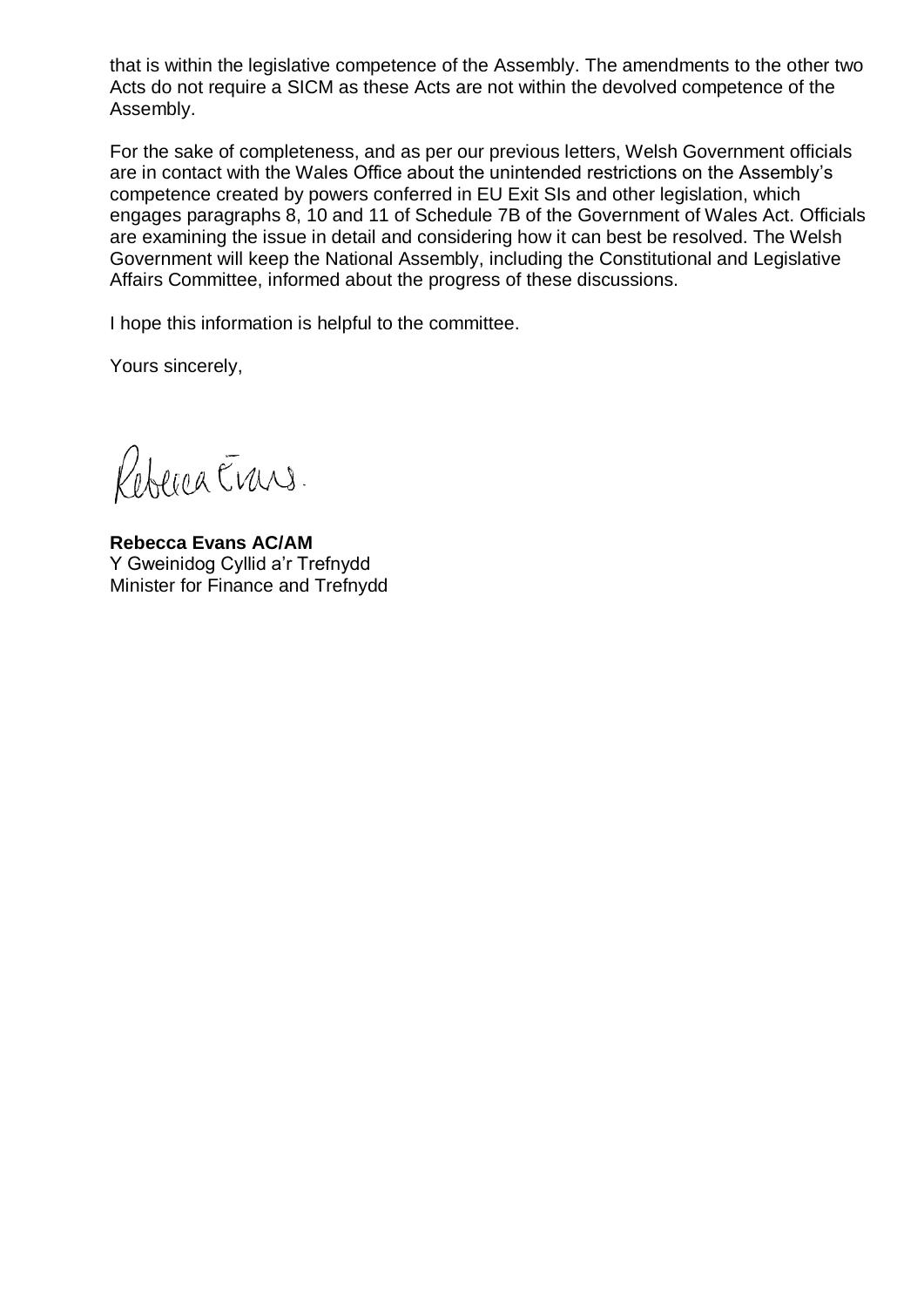that is within the legislative competence of the Assembly. The amendments to the other two Acts do not require a SICM as these Acts are not within the devolved competence of the Assembly.

For the sake of completeness, and as per our previous letters, Welsh Government officials are in contact with the Wales Office about the unintended restrictions on the Assembly's competence created by powers conferred in EU Exit SIs and other legislation, which engages paragraphs 8, 10 and 11 of Schedule 7B of the Government of Wales Act. Officials are examining the issue in detail and considering how it can best be resolved. The Welsh Government will keep the National Assembly, including the Constitutional and Legislative Affairs Committee, informed about the progress of these discussions.

I hope this information is helpful to the committee.

Yours sincerely,

Rebecca Evans.

**Rebecca Evans AC/AM**
Y Gweinidog Cyllid a'r Trefnydd
Minister for Finance and Trefnydd